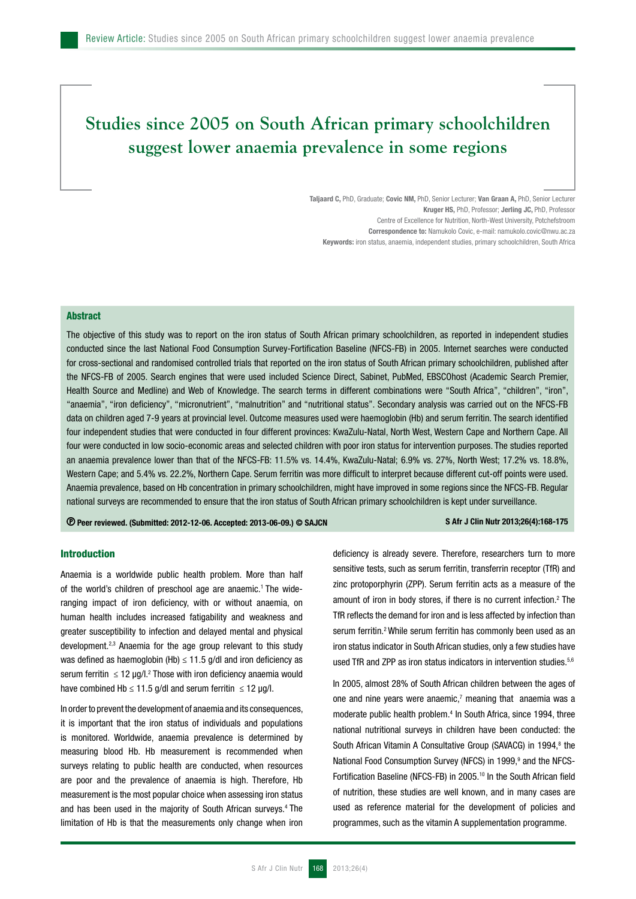# Studies since 2005 on South African primary schoolchildren suggest lower anaemia prevalence in some regions

**Taljaard C,** PhD, Graduate; **Covic NM,** PhD, Senior Lecturer; **Van Graan A,** PhD, Senior Lecturer
**Kruger HS,** PhD, Professor; **Jerling JC,** PhD, Professor
Centre of Excellence for Nutrition, North-West University, Potchefstroom
**Correspondence to:** Namukolo Covic, e-mail: namukolo.covic@nwu.ac.za
**Keywords:** iron status, anaemia, independent studies, primary schoolchildren, South Africa

## Abstract

The objective of this study was to report on the iron status of South African primary schoolchildren, as reported in independent studies conducted since the last National Food Consumption Survey-Fortification Baseline (NFCS-FB) in 2005. Internet searches were conducted for cross-sectional and randomised controlled trials that reported on the iron status of South African primary schoolchildren, published after the NFCS-FB of 2005. Search engines that were used included Science Direct, Sabinet, PubMed, EBSCOhost (Academic Search Premier, Health Source and Medline) and Web of Knowledge. The search terms in different combinations were "South Africa", "children", "iron", "anaemia", "iron deficiency", "micronutrient", "malnutrition" and "nutritional status". Secondary analysis was carried out on the NFCS-FB data on children aged 7-9 years at provincial level. Outcome measures used were haemoglobin (Hb) and serum ferritin. The search identified four independent studies that were conducted in four different provinces: KwaZulu-Natal, North West, Western Cape and Northern Cape. All four were conducted in low socio-economic areas and selected children with poor iron status for intervention purposes. The studies reported an anaemia prevalence lower than that of the NFCS-FB: 11.5% vs. 14.4%, KwaZulu-Natal; 6.9% vs. 27%, North West; 17.2% vs. 18.8%, Western Cape; and 5.4% vs. 22.2%, Northern Cape. Serum ferritin was more difficult to interpret because different cut-off points were used. Anaemia prevalence, based on Hb concentration in primary schoolchildren, might have improved in some regions since the NFCS-FB. Regular national surveys are recommended to ensure that the iron status of South African primary schoolchildren is kept under surveillance.

Ⓟ **Peer reviewed. (Submitted: 2012-12-06. Accepted: 2013-06-09.) © SAJCN** **S Afr J Clin Nutr 2013;26(4):168-175**

## Introduction

Anaemia is a worldwide public health problem. More than half of the world's children of preschool age are anaemic.[1] The wide-ranging impact of iron deficiency, with or without anaemia, on human health includes increased fatigability and weakness and greater susceptibility to infection and delayed mental and physical development.[2,3] Anaemia for the age group relevant to this study was defined as haemoglobin (Hb) ≤ 11.5 g/dl and iron deficiency as serum ferritin ≤ 12 µg/l.[2] Those with iron deficiency anaemia would have combined Hb ≤ 11.5 g/dl and serum ferritin ≤ 12 µg/l.

In order to prevent the development of anaemia and its consequences, it is important that the iron status of individuals and populations is monitored. Worldwide, anaemia prevalence is determined by measuring blood Hb. Hb measurement is recommended when surveys relating to public health are conducted, when resources are poor and the prevalence of anaemia is high. Therefore, Hb measurement is the most popular choice when assessing iron status and has been used in the majority of South African surveys.[4] The limitation of Hb is that the measurements only change when iron deficiency is already severe. Therefore, researchers turn to more sensitive tests, such as serum ferritin, transferrin receptor (TfR) and zinc protoporphyrin (ZPP). Serum ferritin acts as a measure of the amount of iron in body stores, if there is no current infection.[2] The TfR reflects the demand for iron and is less affected by infection than serum ferritin.[2] While serum ferritin has commonly been used as an iron status indicator in South African studies, only a few studies have used TfR and ZPP as iron status indicators in intervention studies.[5,6]

In 2005, almost 28% of South African children between the ages of one and nine years were anaemic,[7] meaning that anaemia was a moderate public health problem.[4] In South Africa, since 1994, three national nutritional surveys in children have been conducted: the South African Vitamin A Consultative Group (SAVACG) in 1994,[8] the National Food Consumption Survey (NFCS) in 1999,[9] and the NFCS-Fortification Baseline (NFCS-FB) in 2005.[10] In the South African field of nutrition, these studies are well known, and in many cases are used as reference material for the development of policies and programmes, such as the vitamin A supplementation programme.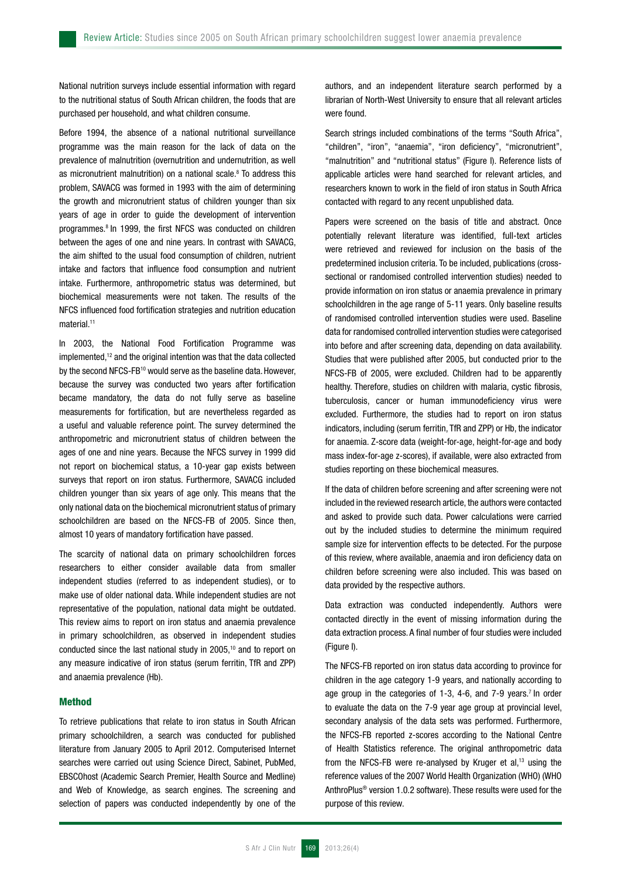National nutrition surveys include essential information with regard to the nutritional status of South African children, the foods that are purchased per household, and what children consume.

Before 1994, the absence of a national nutritional surveillance programme was the main reason for the lack of data on the prevalence of malnutrition (overnutrition and undernutrition, as well as micronutrient malnutrition) on a national scale.[8] To address this problem, SAVACG was formed in 1993 with the aim of determining the growth and micronutrient status of children younger than six years of age in order to guide the development of intervention programmes.[8] In 1999, the first NFCS was conducted on children between the ages of one and nine years. In contrast with SAVACG, the aim shifted to the usual food consumption of children, nutrient intake and factors that influence food consumption and nutrient intake. Furthermore, anthropometric status was determined, but biochemical measurements were not taken. The results of the NFCS influenced food fortification strategies and nutrition education material.[11]

In 2003, the National Food Fortification Programme was implemented,[12] and the original intention was that the data collected by the second NFCS-FB[10] would serve as the baseline data. However, because the survey was conducted two years after fortification became mandatory, the data do not fully serve as baseline measurements for fortification, but are nevertheless regarded as a useful and valuable reference point. The survey determined the anthropometric and micronutrient status of children between the ages of one and nine years. Because the NFCS survey in 1999 did not report on biochemical status, a 10-year gap exists between surveys that report on iron status. Furthermore, SAVACG included children younger than six years of age only. This means that the only national data on the biochemical micronutrient status of primary schoolchildren are based on the NFCS-FB of 2005. Since then, almost 10 years of mandatory fortification have passed.

The scarcity of national data on primary schoolchildren forces researchers to either consider available data from smaller independent studies (referred to as independent studies), or to make use of older national data. While independent studies are not representative of the population, national data might be outdated. This review aims to report on iron status and anaemia prevalence in primary schoolchildren, as observed in independent studies conducted since the last national study in 2005,[10] and to report on any measure indicative of iron status (serum ferritin, TfR and ZPP) and anaemia prevalence (Hb).

## Method

To retrieve publications that relate to iron status in South African primary schoolchildren, a search was conducted for published literature from January 2005 to April 2012. Computerised Internet searches were carried out using Science Direct, Sabinet, PubMed, EBSCOhost (Academic Search Premier, Health Source and Medline) and Web of Knowledge, as search engines. The screening and selection of papers was conducted independently by one of the authors, and an independent literature search performed by a librarian of North-West University to ensure that all relevant articles were found.

Search strings included combinations of the terms "South Africa", "children", "iron", "anaemia", "iron deficiency", "micronutrient", "malnutrition" and "nutritional status" (Figure I). Reference lists of applicable articles were hand searched for relevant articles, and researchers known to work in the field of iron status in South Africa contacted with regard to any recent unpublished data.

Papers were screened on the basis of title and abstract. Once potentially relevant literature was identified, full-text articles were retrieved and reviewed for inclusion on the basis of the predetermined inclusion criteria. To be included, publications (cross-sectional or randomised controlled intervention studies) needed to provide information on iron status or anaemia prevalence in primary schoolchildren in the age range of 5-11 years. Only baseline results of randomised controlled intervention studies were used. Baseline data for randomised controlled intervention studies were categorised into before and after screening data, depending on data availability. Studies that were published after 2005, but conducted prior to the NFCS-FB of 2005, were excluded. Children had to be apparently healthy. Therefore, studies on children with malaria, cystic fibrosis, tuberculosis, cancer or human immunodeficiency virus were excluded. Furthermore, the studies had to report on iron status indicators, including (serum ferritin, TfR and ZPP) or Hb, the indicator for anaemia. Z-score data (weight-for-age, height-for-age and body mass index-for-age z-scores), if available, were also extracted from studies reporting on these biochemical measures.

If the data of children before screening and after screening were not included in the reviewed research article, the authors were contacted and asked to provide such data. Power calculations were carried out by the included studies to determine the minimum required sample size for intervention effects to be detected. For the purpose of this review, where available, anaemia and iron deficiency data on children before screening were also included. This was based on data provided by the respective authors.

Data extraction was conducted independently. Authors were contacted directly in the event of missing information during the data extraction process. A final number of four studies were included (Figure I).

The NFCS-FB reported on iron status data according to province for children in the age category 1-9 years, and nationally according to age group in the categories of 1-3, 4-6, and 7-9 years.[7] In order to evaluate the data on the 7-9 year age group at provincial level, secondary analysis of the data sets was performed. Furthermore, the NFCS-FB reported z-scores according to the National Centre of Health Statistics reference. The original anthropometric data from the NFCS-FB were re-analysed by Kruger et al,[13] using the reference values of the 2007 World Health Organization (WHO) (WHO AnthroPlus® version 1.0.2 software). These results were used for the purpose of this review.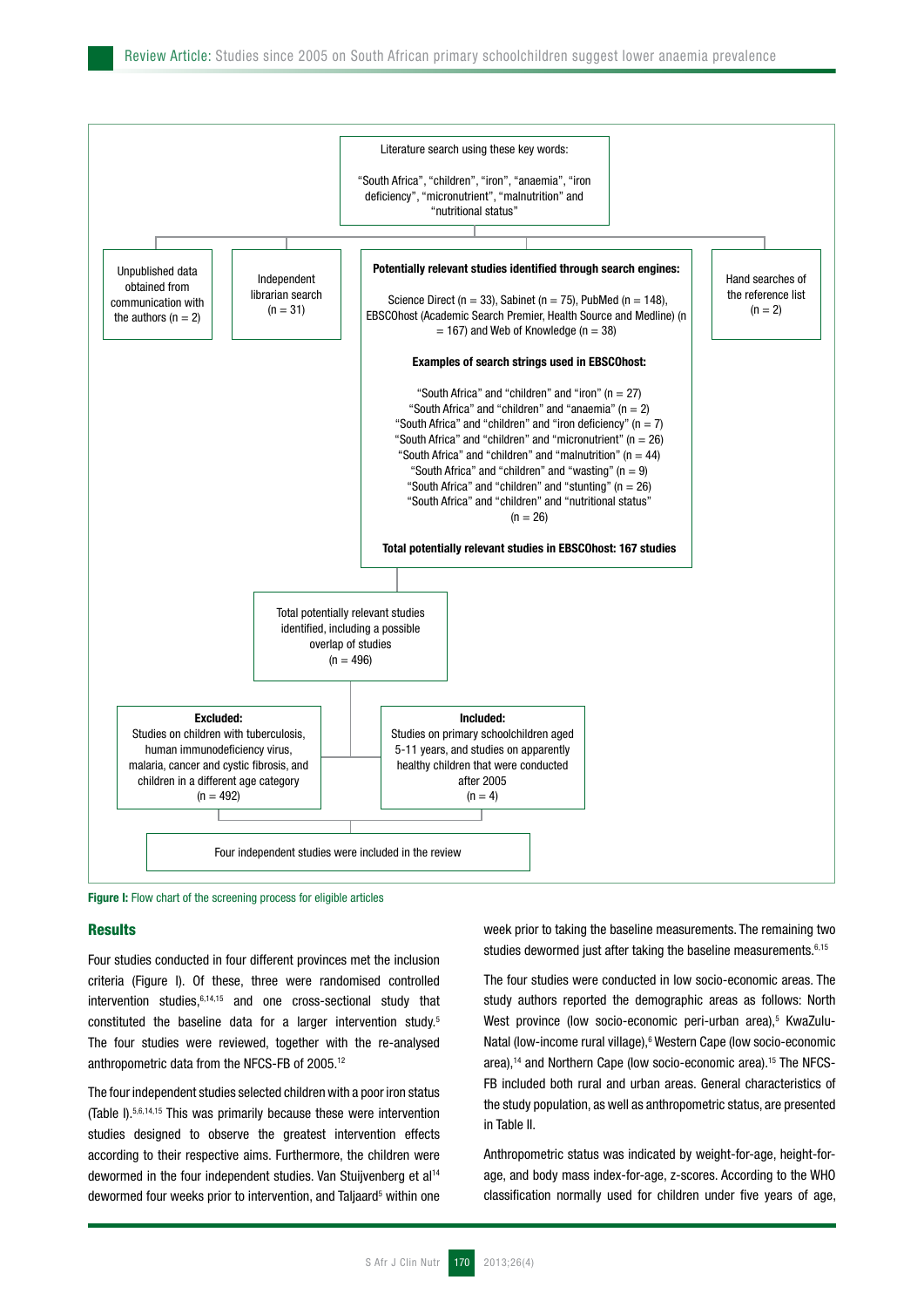Literature search using these key words:

"South Africa", "children", "iron", "anaemia", "iron deficiency", "micronutrient", "malnutrition" and "nutritional status"

Unpublished data obtained from communication with the authors (n = 2)

Independent librarian search (n = 31)

**Potentially relevant studies identified through search engines:**

Science Direct (n = 33), Sabinet (n = 75), PubMed (n = 148), EBSCOhost (Academic Search Premier, Health Source and Medline) (n = 167) and Web of Knowledge (n = 38)

**Examples of search strings used in EBSCOhost:**

"South Africa" and "children" and "iron" (n = 27)
"South Africa" and "children" and "anaemia" (n = 2)
"South Africa" and "children" and "iron deficiency" (n = 7)
"South Africa" and "children" and "micronutrient" (n = 26)
"South Africa" and "children" and "malnutrition" (n = 44)
"South Africa" and "children" and "wasting" (n = 9)
"South Africa" and "children" and "stunting" (n = 26)
"South Africa" and "children" and "nutritional status" (n = 26)

**Total potentially relevant studies in EBSCOhost: 167 studies**

Hand searches of the reference list (n = 2)

Total potentially relevant studies identified, including a possible overlap of studies (n = 496)

**Excluded:** Studies on children with tuberculosis, human immunodeficiency virus, malaria, cancer and cystic fibrosis, and children in a different age category (n = 492)

**Included:** Studies on primary schoolchildren aged 5-11 years, and studies on apparently healthy children that were conducted after 2005 (n = 4)

Four independent studies were included in the review

**Figure I:** Flow chart of the screening process for eligible articles

## Results

Four studies conducted in four different provinces met the inclusion criteria (Figure I). Of these, three were randomised controlled intervention studies,[6,14,15] and one cross-sectional study that constituted the baseline data for a larger intervention study.[5] The four studies were reviewed, together with the re-analysed anthropometric data from the NFCS-FB of 2005.[12]

The four independent studies selected children with a poor iron status (Table I).[5,6,14,15] This was primarily because these were intervention studies designed to observe the greatest intervention effects according to their respective aims. Furthermore, the children were dewormed in the four independent studies. Van Stuijvenberg et al[14] dewormed four weeks prior to intervention, and Taljaard[5] within one week prior to taking the baseline measurements. The remaining two studies dewormed just after taking the baseline measurements.[6,15]

The four studies were conducted in low socio-economic areas. The study authors reported the demographic areas as follows: North West province (low socio-economic peri-urban area),[5] KwaZulu-Natal (low-income rural village),[6] Western Cape (low socio-economic area),[14] and Northern Cape (low socio-economic area).[15] The NFCS-FB included both rural and urban areas. General characteristics of the study population, as well as anthropometric status, are presented in Table II.

Anthropometric status was indicated by weight-for-age, height-for-age, and body mass index-for-age, z-scores. According to the WHO classification normally used for children under five years of age,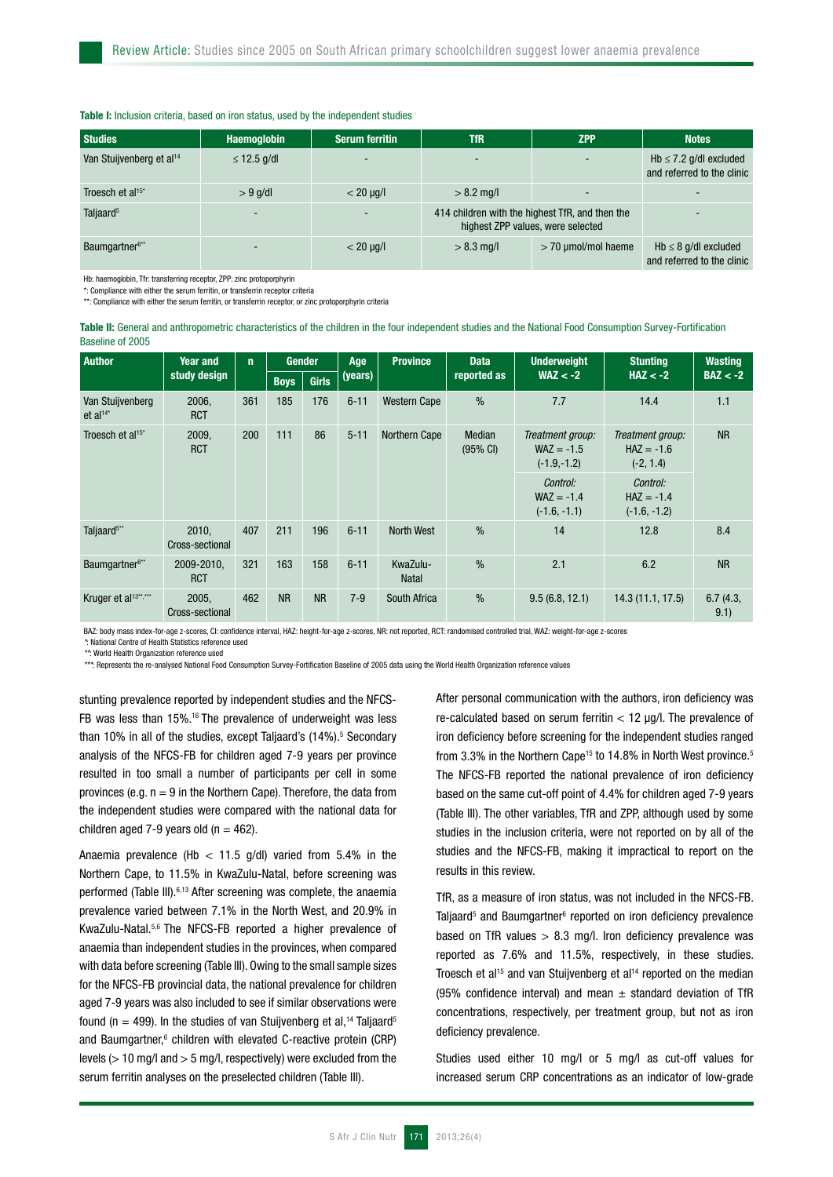**Table I:** Inclusion criteria, based on iron status, used by the independent studies

| Studies | Haemoglobin | Serum ferritin | TfR | ZPP | Notes |
|---|---|---|---|---|---|
| Van Stuijvenberg et al[14] | ≤ 12.5 g/dl | - | - | - | Hb ≤ 7.2 g/dl excluded and referred to the clinic |
| Troesch et al[15*] | > 9 g/dl | < 20 µg/l | > 8.2 mg/l | - | - |
| Taljaard[5] | - | - | 414 children with the highest TfR, and then the highest ZPP values, were selected | | - |
| Baumgartner[6**] | - | < 20 µg/l | > 8.3 mg/l | > 70 µmol/mol haeme | Hb ≤ 8 g/dl excluded and referred to the clinic |

Hb: haemoglobin, Tfr: transferring receptor, ZPP: zinc protoporphyrin

*: Compliance with either the serum ferritin, or transferrin receptor criteria

**: Compliance with either the serum ferritin, or transferrin receptor, or zinc protoporphyrin criteria

**Table II:** General and anthropometric characteristics of the children in the four independent studies and the National Food Consumption Survey-Fortification Baseline of 2005

| Author | Year and study design | n | Gender | | Age (years) | Province | Data reported as | Underweight WAZ < -2 | Stunting HAZ < -2 | Wasting BAZ < -2 |
|---|---|---|---|---|---|---|---|---|---|---|
| | | | Boys | Girls | | | | | | |
| Van Stuijvenberg et al[14*] | 2006, RCT | 361 | 185 | 176 | 6-11 | Western Cape | % | 7.7 | 14.4 | 1.1 |
| Troesch et al[15*] | 2009, RCT | 200 | 111 | 86 | 5-11 | Northern Cape | Median (95% CI) | *Treatment group:* WAZ = -1.5 (-1.9,-1.2) | *Treatment group:* HAZ = -1.6 (-2, 1.4) | NR |
| | | | | | | | | *Control:* WAZ = -1.4 (-1.6, -1.1) | *Control:* HAZ = -1.4 (-1.6, -1.2) | |
| Taljaard[5**] | 2010, Cross-sectional | 407 | 211 | 196 | 6-11 | North West | % | 14 | 12.8 | 8.4 |
| Baumgartner[6**] | 2009-2010, RCT | 321 | 163 | 158 | 6-11 | KwaZulu-Natal | % | 2.1 | 6.2 | NR |
| Kruger et al[13**,***] | 2005, Cross-sectional | 462 | NR | NR | 7-9 | South Africa | % | 9.5 (6.8, 12.1) | 14.3 (11.1, 17.5) | 6.7 (4.3, 9.1) |

BAZ: body mass index-for-age z-scores, CI: confidence interval, HAZ: height-for-age z-scores, NR: not reported, RCT: randomised controlled trial, WAZ: weight-for-age z-scores

*: National Centre of Health Statistics reference used

**: World Health Organization reference used

***: Represents the re-analysed National Food Consumption Survey-Fortification Baseline of 2005 data using the World Health Organization reference values

stunting prevalence reported by independent studies and the NFCS-FB was less than 15%.[16] The prevalence of underweight was less than 10% in all of the studies, except Taljaard's (14%).[5] Secondary analysis of the NFCS-FB for children aged 7-9 years per province resulted in too small a number of participants per cell in some provinces (e.g. n = 9 in the Northern Cape). Therefore, the data from the independent studies were compared with the national data for children aged 7-9 years old (n = 462).

Anaemia prevalence (Hb < 11.5 g/dl) varied from 5.4% in the Northern Cape, to 11.5% in KwaZulu-Natal, before screening was performed (Table III).[6,13] After screening was complete, the anaemia prevalence varied between 7.1% in the North West, and 20.9% in KwaZulu-Natal.[5,6] The NFCS-FB reported a higher prevalence of anaemia than independent studies in the provinces, when compared with data before screening (Table III). Owing to the small sample sizes for the NFCS-FB provincial data, the national prevalence for children aged 7-9 years was also included to see if similar observations were found (n = 499). In the studies of van Stuijvenberg et al,[14] Taljaard[5] and Baumgartner,[6] children with elevated C-reactive protein (CRP) levels (> 10 mg/l and > 5 mg/l, respectively) were excluded from the serum ferritin analyses on the preselected children (Table III).

After personal communication with the authors, iron deficiency was re-calculated based on serum ferritin < 12 µg/l. The prevalence of iron deficiency before screening for the independent studies ranged from 3.3% in the Northern Cape[15] to 14.8% in North West province.[5] The NFCS-FB reported the national prevalence of iron deficiency based on the same cut-off point of 4.4% for children aged 7-9 years (Table III). The other variables, TfR and ZPP, although used by some studies in the inclusion criteria, were not reported on by all of the studies and the NFCS-FB, making it impractical to report on the results in this review.

TfR, as a measure of iron status, was not included in the NFCS-FB. Taljaard[5] and Baumgartner[6] reported on iron deficiency prevalence based on TfR values > 8.3 mg/l. Iron deficiency prevalence was reported as 7.6% and 11.5%, respectively, in these studies. Troesch et al[15] and van Stuijvenberg et al[14] reported on the median (95% confidence interval) and mean ± standard deviation of TfR concentrations, respectively, per treatment group, but not as iron deficiency prevalence.

Studies used either 10 mg/l or 5 mg/l as cut-off values for increased serum CRP concentrations as an indicator of low-grade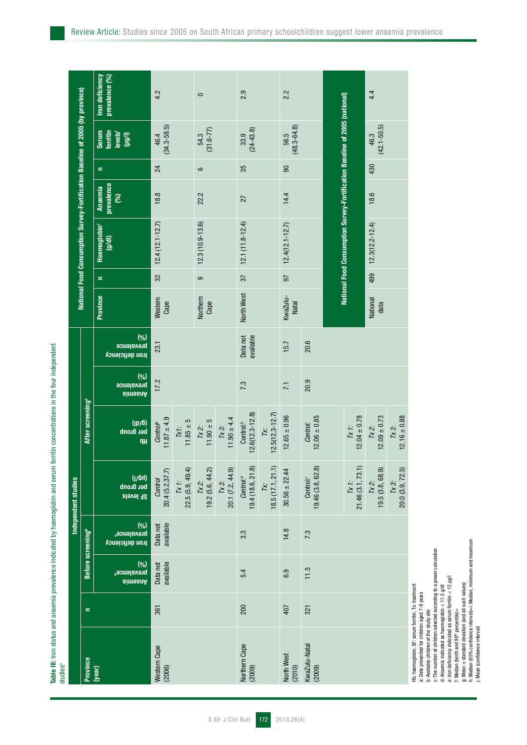**Table III:** Iron status and anaemia prevalence indicated by haemoglobin and serum ferritin concentrations in the four independent studies[a]

| Independent studies | | | | | | | | National Food Consumption Survey-Fortification Baseline of 2005 (by province) | | | | | | | |
|---|---|---|---|---|---|---|---|---|---|---|---|---|---|---|---|
| Province (year) | n | Before screening[b] | | | After screening[c] | | | Province | n | Haemoglobin[f] (g/dl) | Anaemia prevalence (%) | n | Serum ferritin levels[f] (µg/l) | Iron deficiency prevalence (%) |
| | | Anaemia prevalence[d] (%) | Iron deficiency prevalence[e] (%) | SF levels per group (µg/l) | Hb per group (g/dl) | Anaemia prevalence (%) | Iron deficiency prevalence (%) | | | | | | | |
| Western Cape (2006) | 361 | Data not available | Data not available | *Control* 20.4 (5.2,37.7) | *Control*[g] 11.87 ± 4.9 | 17.2 | 23.1 | Western Cape | 32 | 12.4 (12.1-12.7) | 18.8 | 24 | 46.4 (34.3-58.5) | 4.2 |
| | | | | *Tx 1:* 22.5 (5.9, 49.4) | *Tx1:* 11.85 ± 5 | | | | | | | | | |
| | | | | *Tx 2:* 19.2 (5.6, 44.2) | *Tx 2:* 11.90 ± 5 | | | Northern Cape | 9 | 12.3 (10.9-13.6) | 22.2 | 6 | 54.3 (31.6-77) | 0 |
| | | | | *Tx 3:* 20.1 (7.2, 44.9) | *Tx 3:* 11.90 ± 4.4 | | | | | | | | | |
| Northern Cape (2009) | 200 | 5.4 | 3.3 | *Control:*[h] 19.4 (18.6, 21.8) | Control:[h] 12.6(12.3-12.8) | 7.3 | Data not available | North West | 37 | 12.1 (11.8-12.4) | 27 | 35 | 33.9 (24-43.8) | 2.9 |
| | | | | *Tx:* 18.5 (17.1, 21.1) | *Tx:* 12.5(12.3-12.7) | | | | | | | | | |
| North West (2010) | 407 | 6.9 | 14.8 | 30.56 ± 22.44 | 12.65 ± 0.96 | 7.1 | 15.7 | KwaZulu-Natal | 97 | 12.4(12.1-12.7) | 14.4 | 90 | 56.5 (48.3-64.8) | 2.2 |
| KwaZulu-Natal (2009) | 321 | 11.5 | 7.3 | Control:[i] 19.46 (3.8, 62.8) | *Control:* 12.06 ± 0.85 | 20.9 | 20.6 | **National Food Consumption Survey-Fortification Baseline of 2005 (national)** | | | | | | |
| | | | | *Tx 1:* 21.46 (3.1, 73.1) | *Tx 1:* 12.04 ± 0.78 | | | National data | 499 | 12.3(12.2-12.4) | 18.6 | 430 | 46.3 (42.1-50.5) | 4.4 |
| | | | | *Tx 2:* 19.5 (3.8, 68.9) | *Tx 2:* 12.09 ± 0.73 | | | | | | | | | |
| | | | | *Tx 3:* 20.0 (3.9, 72.3) | *Tx 3:* 12.16 ± 0.88 | | | | | | | | | |

Hb: haemoglobin, SF: serum ferritin, Tx: treatment
a: Data presented for children aged 7-9 years
b: Available children at the study site
c: The number of children selected according to a power calculation
d: Anaemia indicated as haemoglobin < 11.5 g/dl
e: Iron deficiency indicated as serum ferritin < 12 µg/l
f: Median (tenth and 90th percentile)=
g: Mean ± standard deviation (and all such values)
h: Median (95% confidence interval)=i: Median, minimum and maximum
j: Mean (confidence interval)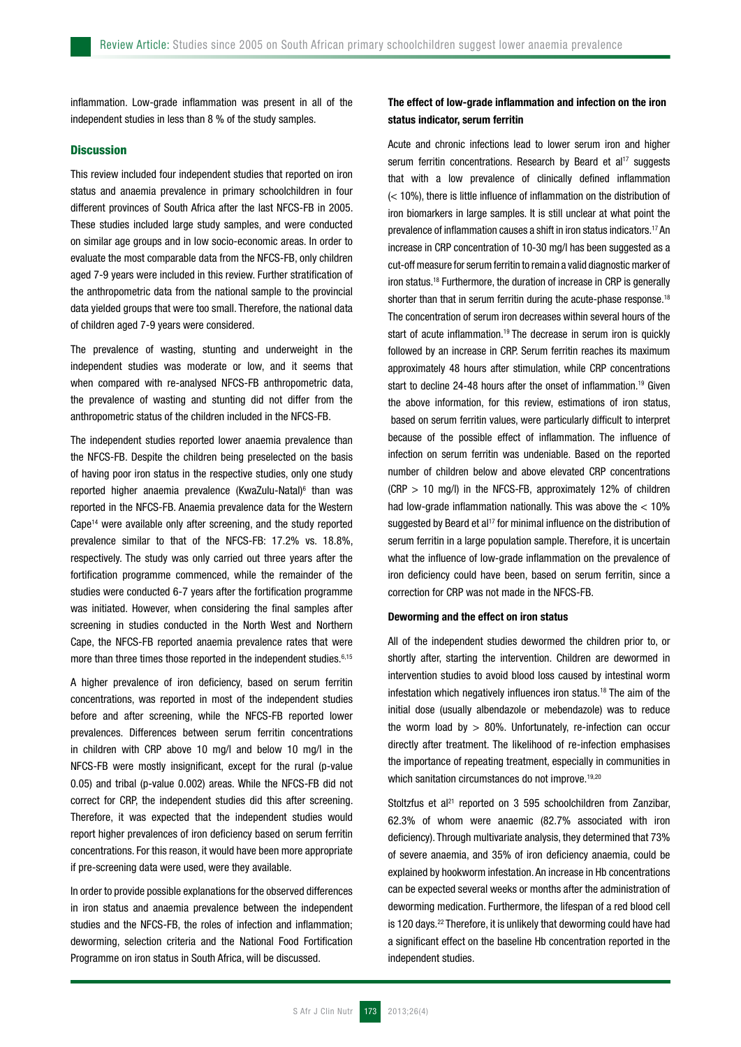inflammation. Low-grade inflammation was present in all of the independent studies in less than 8 % of the study samples.

## Discussion

This review included four independent studies that reported on iron status and anaemia prevalence in primary schoolchildren in four different provinces of South Africa after the last NFCS-FB in 2005. These studies included large study samples, and were conducted on similar age groups and in low socio-economic areas. In order to evaluate the most comparable data from the NFCS-FB, only children aged 7-9 years were included in this review. Further stratification of the anthropometric data from the national sample to the provincial data yielded groups that were too small. Therefore, the national data of children aged 7-9 years were considered.

The prevalence of wasting, stunting and underweight in the independent studies was moderate or low, and it seems that when compared with re-analysed NFCS-FB anthropometric data, the prevalence of wasting and stunting did not differ from the anthropometric status of the children included in the NFCS-FB.

The independent studies reported lower anaemia prevalence than the NFCS-FB. Despite the children being preselected on the basis of having poor iron status in the respective studies, only one study reported higher anaemia prevalence (KwaZulu-Natal)[6] than was reported in the NFCS-FB. Anaemia prevalence data for the Western Cape[14] were available only after screening, and the study reported prevalence similar to that of the NFCS-FB: 17.2% vs. 18.8%, respectively. The study was only carried out three years after the fortification programme commenced, while the remainder of the studies were conducted 6-7 years after the fortification programme was initiated. However, when considering the final samples after screening in studies conducted in the North West and Northern Cape, the NFCS-FB reported anaemia prevalence rates that were more than three times those reported in the independent studies.[6,15]

A higher prevalence of iron deficiency, based on serum ferritin concentrations, was reported in most of the independent studies before and after screening, while the NFCS-FB reported lower prevalences. Differences between serum ferritin concentrations in children with CRP above 10 mg/l and below 10 mg/l in the NFCS-FB were mostly insignificant, except for the rural (p-value 0.05) and tribal (p-value 0.002) areas. While the NFCS-FB did not correct for CRP, the independent studies did this after screening. Therefore, it was expected that the independent studies would report higher prevalences of iron deficiency based on serum ferritin concentrations. For this reason, it would have been more appropriate if pre-screening data were used, were they available.

In order to provide possible explanations for the observed differences in iron status and anaemia prevalence between the independent studies and the NFCS-FB, the roles of infection and inflammation; deworming, selection criteria and the National Food Fortification Programme on iron status in South Africa, will be discussed.

### The effect of low-grade inflammation and infection on the iron status indicator, serum ferritin

Acute and chronic infections lead to lower serum iron and higher serum ferritin concentrations. Research by Beard et al[17] suggests that with a low prevalence of clinically defined inflammation (< 10%), there is little influence of inflammation on the distribution of iron biomarkers in large samples. It is still unclear at what point the prevalence of inflammation causes a shift in iron status indicators.[17] An increase in CRP concentration of 10-30 mg/l has been suggested as a cut-off measure for serum ferritin to remain a valid diagnostic marker of iron status.[18] Furthermore, the duration of increase in CRP is generally shorter than that in serum ferritin during the acute-phase response.[18] The concentration of serum iron decreases within several hours of the start of acute inflammation.[19] The decrease in serum iron is quickly followed by an increase in CRP. Serum ferritin reaches its maximum approximately 48 hours after stimulation, while CRP concentrations start to decline 24-48 hours after the onset of inflammation.[19] Given the above information, for this review, estimations of iron status, based on serum ferritin values, were particularly difficult to interpret because of the possible effect of inflammation. The influence of infection on serum ferritin was undeniable. Based on the reported number of children below and above elevated CRP concentrations (CRP > 10 mg/l) in the NFCS-FB, approximately 12% of children had low-grade inflammation nationally. This was above the < 10% suggested by Beard et al[17] for minimal influence on the distribution of serum ferritin in a large population sample. Therefore, it is uncertain what the influence of low-grade inflammation on the prevalence of iron deficiency could have been, based on serum ferritin, since a correction for CRP was not made in the NFCS-FB.

### Deworming and the effect on iron status

All of the independent studies dewormed the children prior to, or shortly after, starting the intervention. Children are dewormed in intervention studies to avoid blood loss caused by intestinal worm infestation which negatively influences iron status.[18] The aim of the initial dose (usually albendazole or mebendazole) was to reduce the worm load by > 80%. Unfortunately, re-infection can occur directly after treatment. The likelihood of re-infection emphasises the importance of repeating treatment, especially in communities in which sanitation circumstances do not improve.[19,20]

Stoltzfus et al[21] reported on 3 595 schoolchildren from Zanzibar, 62.3% of whom were anaemic (82.7% associated with iron deficiency). Through multivariate analysis, they determined that 73% of severe anaemia, and 35% of iron deficiency anaemia, could be explained by hookworm infestation. An increase in Hb concentrations can be expected several weeks or months after the administration of deworming medication. Furthermore, the lifespan of a red blood cell is 120 days.[22] Therefore, it is unlikely that deworming could have had a significant effect on the baseline Hb concentration reported in the independent studies.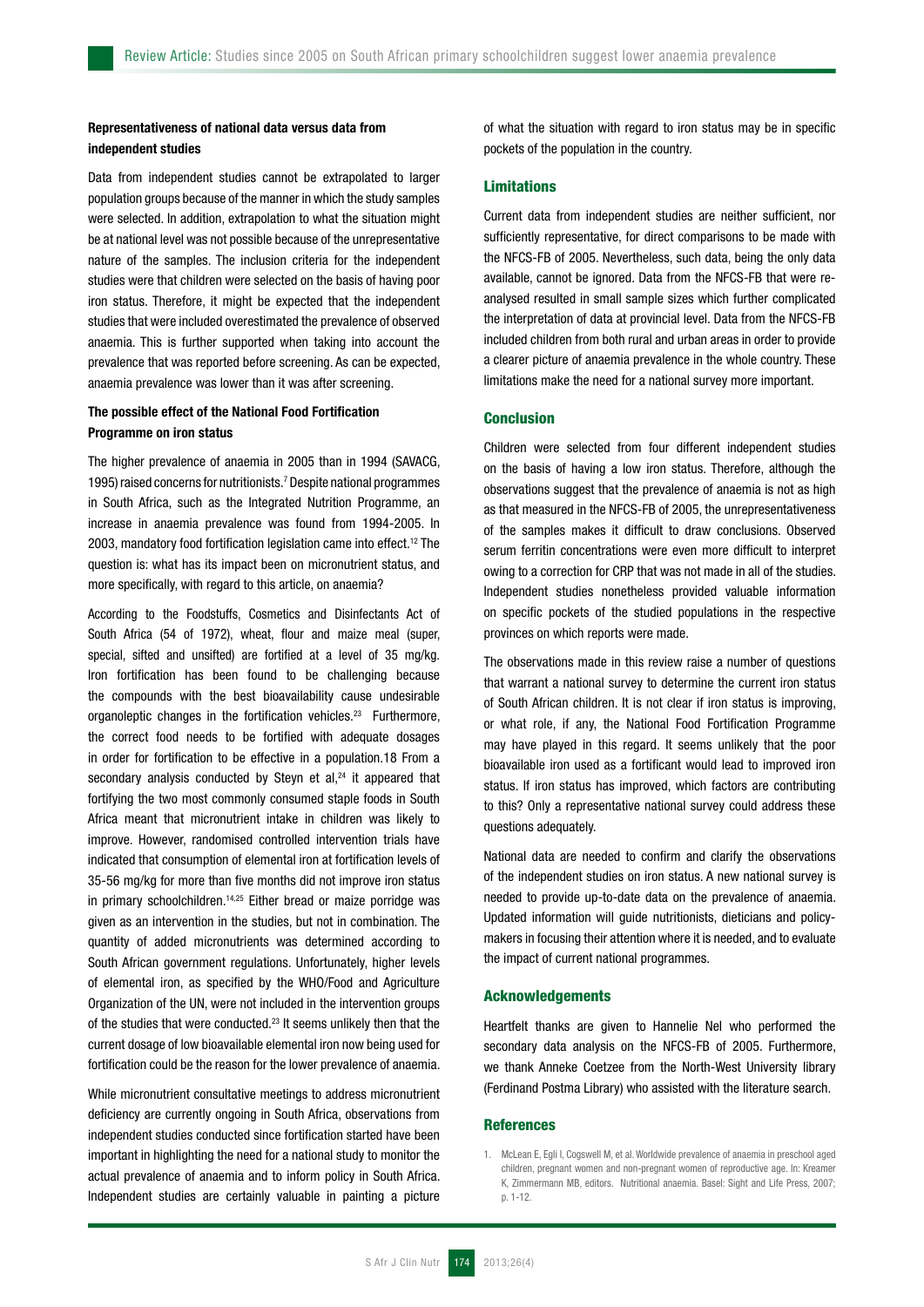#### Representativeness of national data versus data from independent studies

Data from independent studies cannot be extrapolated to larger population groups because of the manner in which the study samples were selected. In addition, extrapolation to what the situation might be at national level was not possible because of the unrepresentative nature of the samples. The inclusion criteria for the independent studies were that children were selected on the basis of having poor iron status. Therefore, it might be expected that the independent studies that were included overestimated the prevalence of observed anaemia. This is further supported when taking into account the prevalence that was reported before screening. As can be expected, anaemia prevalence was lower than it was after screening.

#### The possible effect of the National Food Fortification Programme on iron status

The higher prevalence of anaemia in 2005 than in 1994 (SAVACG, 1995) raised concerns for nutritionists.[7] Despite national programmes in South Africa, such as the Integrated Nutrition Programme, an increase in anaemia prevalence was found from 1994-2005. In 2003, mandatory food fortification legislation came into effect.[12] The question is: what has its impact been on micronutrient status, and more specifically, with regard to this article, on anaemia?

According to the Foodstuffs, Cosmetics and Disinfectants Act of South Africa (54 of 1972), wheat, flour and maize meal (super, special, sifted and unsifted) are fortified at a level of 35 mg/kg. Iron fortification has been found to be challenging because the compounds with the best bioavailability cause undesirable organoleptic changes in the fortification vehicles.[23] Furthermore, the correct food needs to be fortified with adequate dosages in order for fortification to be effective in a population.18 From a secondary analysis conducted by Steyn et al,[24] it appeared that fortifying the two most commonly consumed staple foods in South Africa meant that micronutrient intake in children was likely to improve. However, randomised controlled intervention trials have indicated that consumption of elemental iron at fortification levels of 35-56 mg/kg for more than five months did not improve iron status in primary schoolchildren.[14,25] Either bread or maize porridge was given as an intervention in the studies, but not in combination. The quantity of added micronutrients was determined according to South African government regulations. Unfortunately, higher levels of elemental iron, as specified by the WHO/Food and Agriculture Organization of the UN, were not included in the intervention groups of the studies that were conducted.[23] It seems unlikely then that the current dosage of low bioavailable elemental iron now being used for fortification could be the reason for the lower prevalence of anaemia.

While micronutrient consultative meetings to address micronutrient deficiency are currently ongoing in South Africa, observations from independent studies conducted since fortification started have been important in highlighting the need for a national study to monitor the actual prevalence of anaemia and to inform policy in South Africa. Independent studies are certainly valuable in painting a picture of what the situation with regard to iron status may be in specific pockets of the population in the country.

### Limitations

Current data from independent studies are neither sufficient, nor sufficiently representative, for direct comparisons to be made with the NFCS-FB of 2005. Nevertheless, such data, being the only data available, cannot be ignored. Data from the NFCS-FB that were re-analysed resulted in small sample sizes which further complicated the interpretation of data at provincial level. Data from the NFCS-FB included children from both rural and urban areas in order to provide a clearer picture of anaemia prevalence in the whole country. These limitations make the need for a national survey more important.

### Conclusion

Children were selected from four different independent studies on the basis of having a low iron status. Therefore, although the observations suggest that the prevalence of anaemia is not as high as that measured in the NFCS-FB of 2005, the unrepresentativeness of the samples makes it difficult to draw conclusions. Observed serum ferritin concentrations were even more difficult to interpret owing to a correction for CRP that was not made in all of the studies. Independent studies nonetheless provided valuable information on specific pockets of the studied populations in the respective provinces on which reports were made.

The observations made in this review raise a number of questions that warrant a national survey to determine the current iron status of South African children. It is not clear if iron status is improving, or what role, if any, the National Food Fortification Programme may have played in this regard. It seems unlikely that the poor bioavailable iron used as a fortificant would lead to improved iron status. If iron status has improved, which factors are contributing to this? Only a representative national survey could address these questions adequately.

National data are needed to confirm and clarify the observations of the independent studies on iron status. A new national survey is needed to provide up-to-date data on the prevalence of anaemia. Updated information will guide nutritionists, dieticians and policy-makers in focusing their attention where it is needed, and to evaluate the impact of current national programmes.

### Acknowledgements

Heartfelt thanks are given to Hannelie Nel who performed the secondary data analysis on the NFCS-FB of 2005. Furthermore, we thank Anneke Coetzee from the North-West University library (Ferdinand Postma Library) who assisted with the literature search.

### References

1. McLean E, Egli I, Cogswell M, et al. Worldwide prevalence of anaemia in preschool aged children, pregnant women and non-pregnant women of reproductive age. In: Kreamer K, Zimmermann MB, editors. Nutritional anaemia. Basel: Sight and Life Press, 2007; p. 1-12.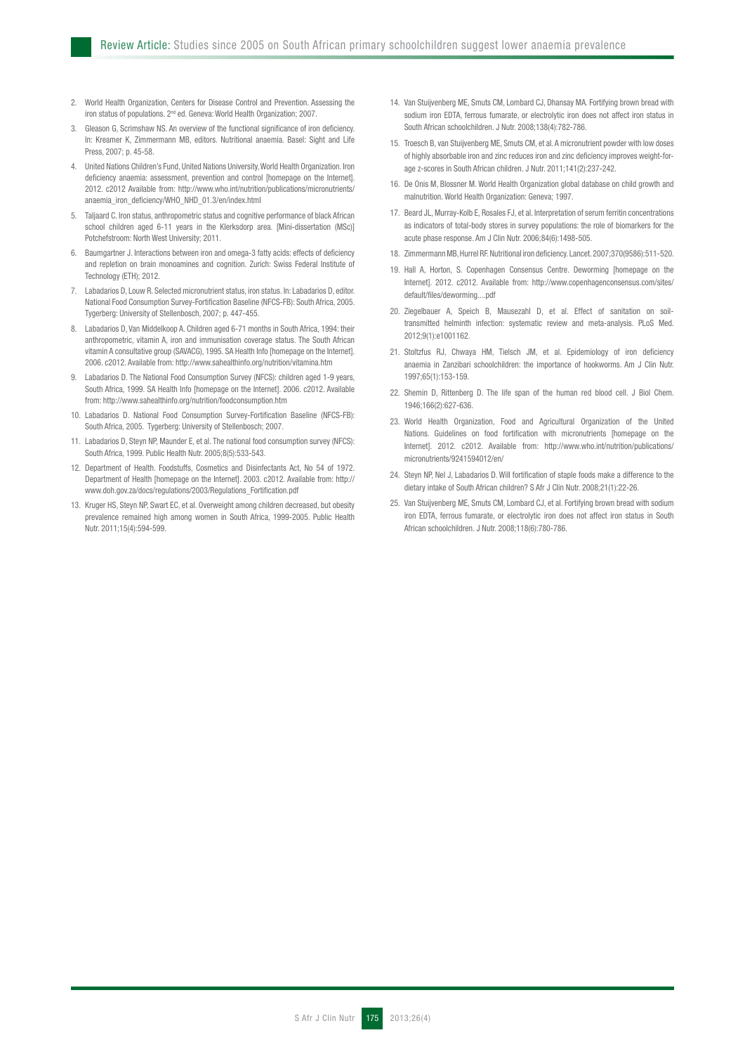2. World Health Organization, Centers for Disease Control and Prevention. Assessing the iron status of populations. 2nd ed. Geneva: World Health Organization; 2007.
3. Gleason G, Scrimshaw NS. An overview of the functional significance of iron deficiency. In: Kreamer K, Zimmermann MB, editors. Nutritional anaemia. Basel: Sight and Life Press, 2007; p. 45-58.
4. United Nations Children's Fund, United Nations University, World Health Organization. Iron deficiency anaemia: assessment, prevention and control [homepage on the Internet]. 2012. c2012 Available from: http://www.who.int/nutrition/publications/micronutrients/anaemia_iron_deficiency/WHO_NHD_01.3/en/index.html
5. Taljaard C. Iron status, anthropometric status and cognitive performance of black African school children aged 6-11 years in the Klerksdorp area. [Mini-dissertation (MSc)] Potchefstroom: North West University; 2011.
6. Baumgartner J. Interactions between iron and omega-3 fatty acids: effects of deficiency and repletion on brain monoamines and cognition. Zurich: Swiss Federal Institute of Technology (ETH); 2012.
7. Labadarios D, Louw R. Selected micronutrient status, iron status. In: Labadarios D, editor. National Food Consumption Survey-Fortification Baseline (NFCS-FB): South Africa, 2005. Tygerberg: University of Stellenbosch, 2007; p. 447-455.
8. Labadarios D, Van Middelkoop A. Children aged 6-71 months in South Africa, 1994: their anthropometric, vitamin A, iron and immunisation coverage status. The South African vitamin A consultative group (SAVACG), 1995. SA Health Info [homepage on the Internet]. 2006. c2012. Available from: http://www.sahealthinfo.org/nutrition/vitamina.htm
9. Labadarios D. The National Food Consumption Survey (NFCS): children aged 1-9 years, South Africa, 1999. SA Health Info [homepage on the Internet]. 2006. c2012. Available from: http://www.sahealthinfo.org/nutrition/foodconsumption.htm
10. Labadarios D. National Food Consumption Survey-Fortification Baseline (NFCS-FB): South Africa, 2005. Tygerberg: University of Stellenbosch; 2007.
11. Labadarios D, Steyn NP, Maunder E, et al. The national food consumption survey (NFCS): South Africa, 1999. Public Health Nutr. 2005;8(5):533-543.
12. Department of Health. Foodstuffs, Cosmetics and Disinfectants Act, No 54 of 1972. Department of Health [homepage on the Internet]. 2003. c2012. Available from: http://www.doh.gov.za/docs/regulations/2003/Regulations_Fortification.pdf
13. Kruger HS, Steyn NP, Swart EC, et al. Overweight among children decreased, but obesity prevalence remained high among women in South Africa, 1999-2005. Public Health Nutr. 2011;15(4):594-599.
14. Van Stuijvenberg ME, Smuts CM, Lombard CJ, Dhansay MA. Fortifying brown bread with sodium iron EDTA, ferrous fumarate, or electrolytic iron does not affect iron status in South African schoolchildren. J Nutr. 2008;138(4):782-786.
15. Troesch B, van Stuijvenberg ME, Smuts CM, et al. A micronutrient powder with low doses of highly absorbable iron and zinc reduces iron and zinc deficiency improves weight-for-age z-scores in South African children. J Nutr. 2011;141(2):237-242.
16. De Onis M, Blossner M. World Health Organization global database on child growth and malnutrition. World Health Organization: Geneva; 1997.
17. Beard JL, Murray-Kolb E, Rosales FJ, et al. Interpretation of serum ferritin concentrations as indicators of total-body stores in survey populations: the role of biomarkers for the acute phase response. Am J Clin Nutr. 2006;84(6):1498-505.
18. Zimmermann MB, Hurrel RF. Nutritional iron deficiency. Lancet. 2007;370(9586):511-520.
19. Hall A, Horton, S. Copenhagen Consensus Centre. Deworming [homepage on the Internet]. 2012. c2012. Available from: http://www.copenhagenconsensus.com/sites/default/files/deworming....pdf
20. Ziegelbauer A, Speich B, Mausezahl D, et al. Effect of sanitation on soil-transmitted helminth infection: systematic review and meta-analysis. PLoS Med. 2012;9(1):e1001162.
21. Stoltzfus RJ, Chwaya HM, Tielsch JM, et al. Epidemiology of iron deficiency anaemia in Zanzibari schoolchildren: the importance of hookworms. Am J Clin Nutr. 1997;65(1):153-159.
22. Shemin D, Rittenberg D. The life span of the human red blood cell. J Biol Chem. 1946;166(2):627-636.
23. World Health Organization, Food and Agricultural Organization of the United Nations. Guidelines on food fortification with micronutrients [homepage on the Internet]. 2012. c2012. Available from: http://www.who.int/nutrition/publications/micronutrients/9241594012/en/
24. Steyn NP, Nel J, Labadarios D. Will fortification of staple foods make a difference to the dietary intake of South African children? S Afr J Clin Nutr. 2008;21(1):22-26.
25. Van Stuijvenberg ME, Smuts CM, Lombard CJ, et al. Fortifying brown bread with sodium iron EDTA, ferrous fumarate, or electrolytic iron does not affect iron status in South African schoolchildren. J Nutr. 2008;118(6):780-786.